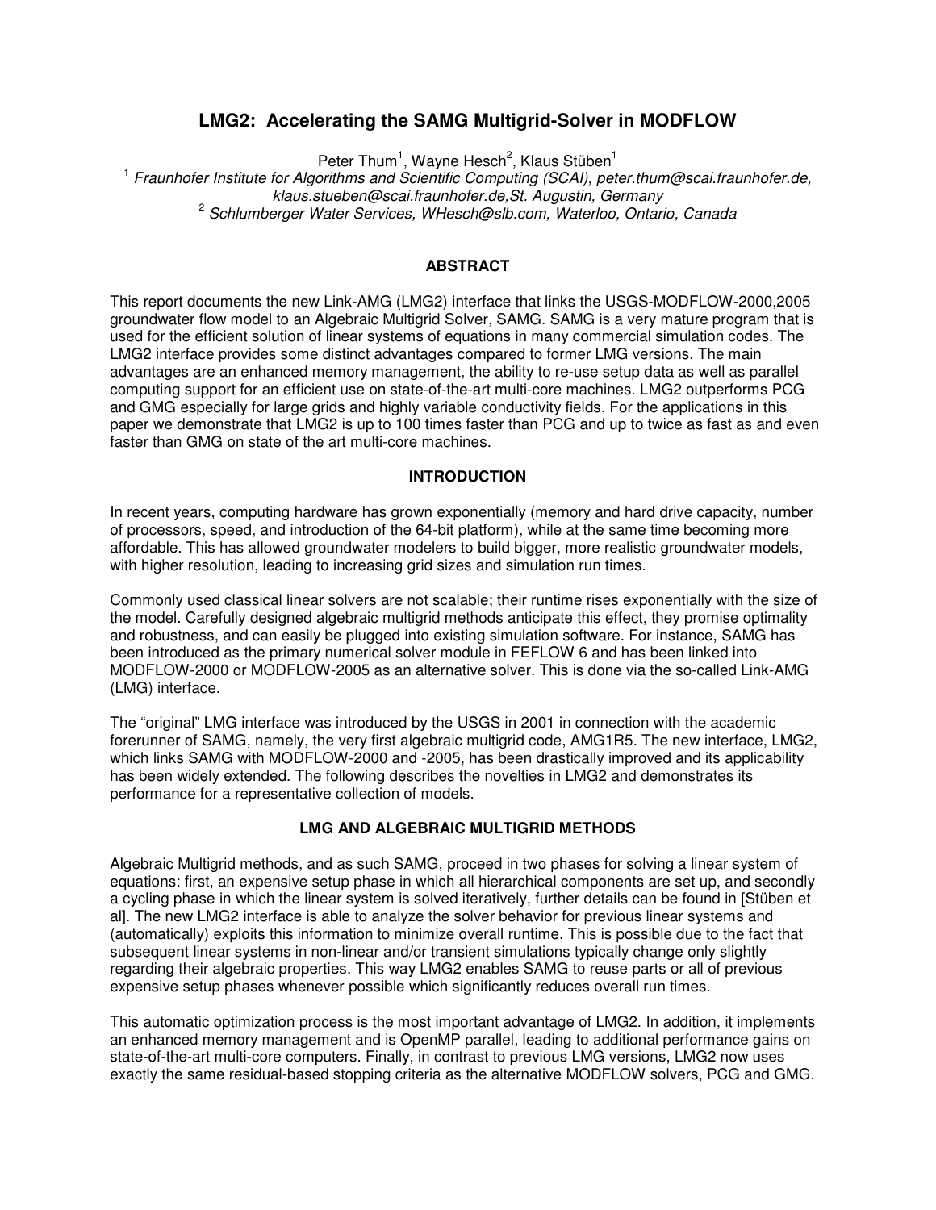# LMG2: Accelerating the SAMG Multigrid-Solver in MODFLOW

Peter Thum[1], Wayne Hesch[2], Klaus Stüben[1]

[1] *Fraunhofer Institute for Algorithms and Scientific Computing (SCAI), peter.thum@scai.fraunhofer.de, klaus.stueben@scai.fraunhofer.de,St. Augustin, Germany*

[2] *Schlumberger Water Services, WHesch@slb.com, Waterloo, Ontario, Canada*

## ABSTRACT

This report documents the new Link-AMG (LMG2) interface that links the USGS-MODFLOW-2000,2005 groundwater flow model to an Algebraic Multigrid Solver, SAMG. SAMG is a very mature program that is used for the efficient solution of linear systems of equations in many commercial simulation codes. The LMG2 interface provides some distinct advantages compared to former LMG versions. The main advantages are an enhanced memory management, the ability to re-use setup data as well as parallel computing support for an efficient use on state-of-the-art multi-core machines. LMG2 outperforms PCG and GMG especially for large grids and highly variable conductivity fields. For the applications in this paper we demonstrate that LMG2 is up to 100 times faster than PCG and up to twice as fast as and even faster than GMG on state of the art multi-core machines.

## INTRODUCTION

In recent years, computing hardware has grown exponentially (memory and hard drive capacity, number of processors, speed, and introduction of the 64-bit platform), while at the same time becoming more affordable. This has allowed groundwater modelers to build bigger, more realistic groundwater models, with higher resolution, leading to increasing grid sizes and simulation run times.

Commonly used classical linear solvers are not scalable; their runtime rises exponentially with the size of the model. Carefully designed algebraic multigrid methods anticipate this effect, they promise optimality and robustness, and can easily be plugged into existing simulation software. For instance, SAMG has been introduced as the primary numerical solver module in FEFLOW 6 and has been linked into MODFLOW-2000 or MODFLOW-2005 as an alternative solver. This is done via the so-called Link-AMG (LMG) interface.

The "original" LMG interface was introduced by the USGS in 2001 in connection with the academic forerunner of SAMG, namely, the very first algebraic multigrid code, AMG1R5. The new interface, LMG2, which links SAMG with MODFLOW-2000 and -2005, has been drastically improved and its applicability has been widely extended. The following describes the novelties in LMG2 and demonstrates its performance for a representative collection of models.

## LMG AND ALGEBRAIC MULTIGRID METHODS

Algebraic Multigrid methods, and as such SAMG, proceed in two phases for solving a linear system of equations: first, an expensive setup phase in which all hierarchical components are set up, and secondly a cycling phase in which the linear system is solved iteratively, further details can be found in [Stüben et al]. The new LMG2 interface is able to analyze the solver behavior for previous linear systems and (automatically) exploits this information to minimize overall runtime. This is possible due to the fact that subsequent linear systems in non-linear and/or transient simulations typically change only slightly regarding their algebraic properties. This way LMG2 enables SAMG to reuse parts or all of previous expensive setup phases whenever possible which significantly reduces overall run times.

This automatic optimization process is the most important advantage of LMG2. In addition, it implements an enhanced memory management and is OpenMP parallel, leading to additional performance gains on state-of-the-art multi-core computers. Finally, in contrast to previous LMG versions, LMG2 now uses exactly the same residual-based stopping criteria as the alternative MODFLOW solvers, PCG and GMG.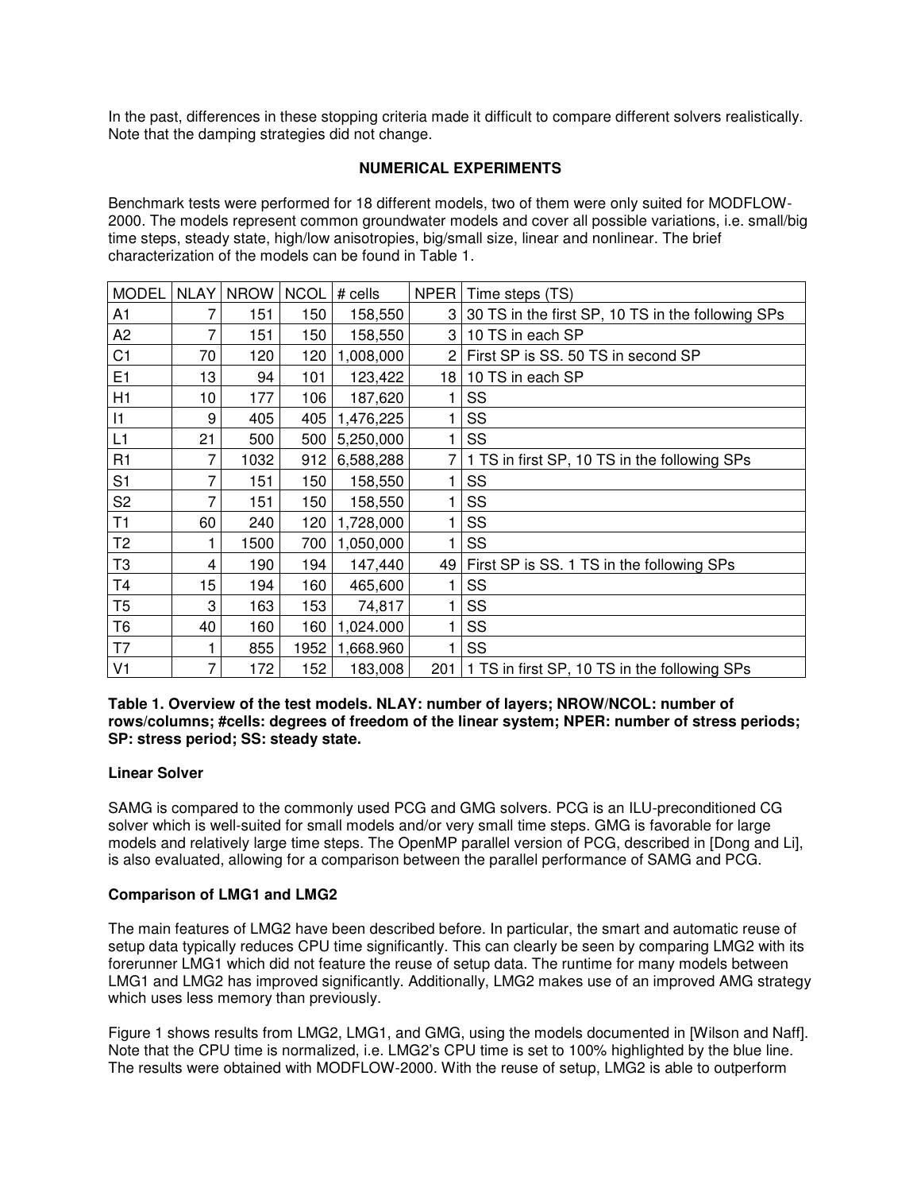In the past, differences in these stopping criteria made it difficult to compare different solvers realistically. Note that the damping strategies did not change.

## NUMERICAL EXPERIMENTS

Benchmark tests were performed for 18 different models, two of them were only suited for MODFLOW-2000. The models represent common groundwater models and cover all possible variations, i.e. small/big time steps, steady state, high/low anisotropies, big/small size, linear and nonlinear. The brief characterization of the models can be found in Table 1.

| MODEL | NLAY | NROW | NCOL | # cells | NPER | Time steps (TS) |
|---|---|---|---|---|---|---|
| A1 | 7 | 151 | 150 | 158,550 | 3 | 30 TS in the first SP, 10 TS in the following SPs |
| A2 | 7 | 151 | 150 | 158,550 | 3 | 10 TS in each SP |
| C1 | 70 | 120 | 120 | 1,008,000 | 2 | First SP is SS. 50 TS in second SP |
| E1 | 13 | 94 | 101 | 123,422 | 18 | 10 TS in each SP |
| H1 | 10 | 177 | 106 | 187,620 | 1 | SS |
| I1 | 9 | 405 | 405 | 1,476,225 | 1 | SS |
| L1 | 21 | 500 | 500 | 5,250,000 | 1 | SS |
| R1 | 7 | 1032 | 912 | 6,588,288 | 7 | 1 TS in first SP, 10 TS in the following SPs |
| S1 | 7 | 151 | 150 | 158,550 | 1 | SS |
| S2 | 7 | 151 | 150 | 158,550 | 1 | SS |
| T1 | 60 | 240 | 120 | 1,728,000 | 1 | SS |
| T2 | 1 | 1500 | 700 | 1,050,000 | 1 | SS |
| T3 | 4 | 190 | 194 | 147,440 | 49 | First SP is SS. 1 TS in the following SPs |
| T4 | 15 | 194 | 160 | 465,600 | 1 | SS |
| T5 | 3 | 163 | 153 | 74,817 | 1 | SS |
| T6 | 40 | 160 | 160 | 1,024.000 | 1 | SS |
| T7 | 1 | 855 | 1952 | 1,668.960 | 1 | SS |
| V1 | 7 | 172 | 152 | 183,008 | 201 | 1 TS in first SP, 10 TS in the following SPs |

**Table 1. Overview of the test models. NLAY: number of layers; NROW/NCOL: number of rows/columns; #cells: degrees of freedom of the linear system; NPER: number of stress periods; SP: stress period; SS: steady state.**

### Linear Solver

SAMG is compared to the commonly used PCG and GMG solvers. PCG is an ILU-preconditioned CG solver which is well-suited for small models and/or very small time steps. GMG is favorable for large models and relatively large time steps. The OpenMP parallel version of PCG, described in [Dong and Li], is also evaluated, allowing for a comparison between the parallel performance of SAMG and PCG.

### Comparison of LMG1 and LMG2

The main features of LMG2 have been described before. In particular, the smart and automatic reuse of setup data typically reduces CPU time significantly. This can clearly be seen by comparing LMG2 with its forerunner LMG1 which did not feature the reuse of setup data. The runtime for many models between LMG1 and LMG2 has improved significantly. Additionally, LMG2 makes use of an improved AMG strategy which uses less memory than previously.

Figure 1 shows results from LMG2, LMG1, and GMG, using the models documented in [Wilson and Naff]. Note that the CPU time is normalized, i.e. LMG2's CPU time is set to 100% highlighted by the blue line. The results were obtained with MODFLOW-2000. With the reuse of setup, LMG2 is able to outperform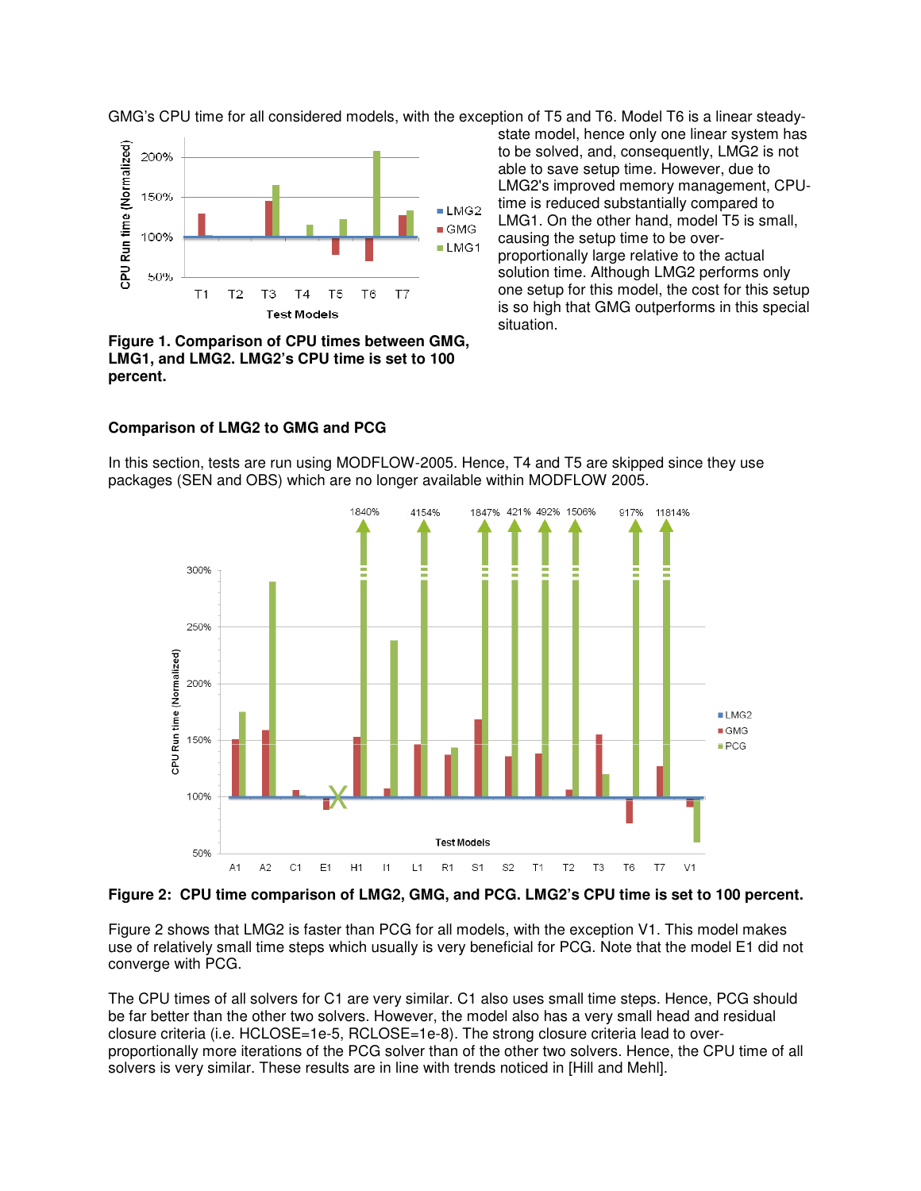GMG's CPU time for all considered models, with the exception of T5 and T6. Model T6 is a linear steady-state model, hence only one linear system has to be solved, and, consequently, LMG2 is not able to save setup time. However, due to LMG2's improved memory management, CPU-time is reduced substantially compared to LMG1. On the other hand, model T5 is small, causing the setup time to be over-proportionally large relative to the actual solution time. Although LMG2 performs only one setup for this model, the cost for this setup is so high that GMG outperforms in this special situation.

**Figure 1. Comparison of CPU times between GMG, LMG1, and LMG2. LMG2's CPU time is set to 100 percent.**

### Comparison of LMG2 to GMG and PCG

In this section, tests are run using MODFLOW-2005. Hence, T4 and T5 are skipped since they use packages (SEN and OBS) which are no longer available within MODFLOW 2005.

**Figure 2: CPU time comparison of LMG2, GMG, and PCG. LMG2's CPU time is set to 100 percent.**

Figure 2 shows that LMG2 is faster than PCG for all models, with the exception V1. This model makes use of relatively small time steps which usually is very beneficial for PCG. Note that the model E1 did not converge with PCG.

The CPU times of all solvers for C1 are very similar. C1 also uses small time steps. Hence, PCG should be far better than the other two solvers. However, the model also has a very small head and residual closure criteria (i.e. HCLOSE=1e-5, RCLOSE=1e-8). The strong closure criteria lead to over-proportionally more iterations of the PCG solver than of the other two solvers. Hence, the CPU time of all solvers is very similar. These results are in line with trends noticed in [Hill and Mehl].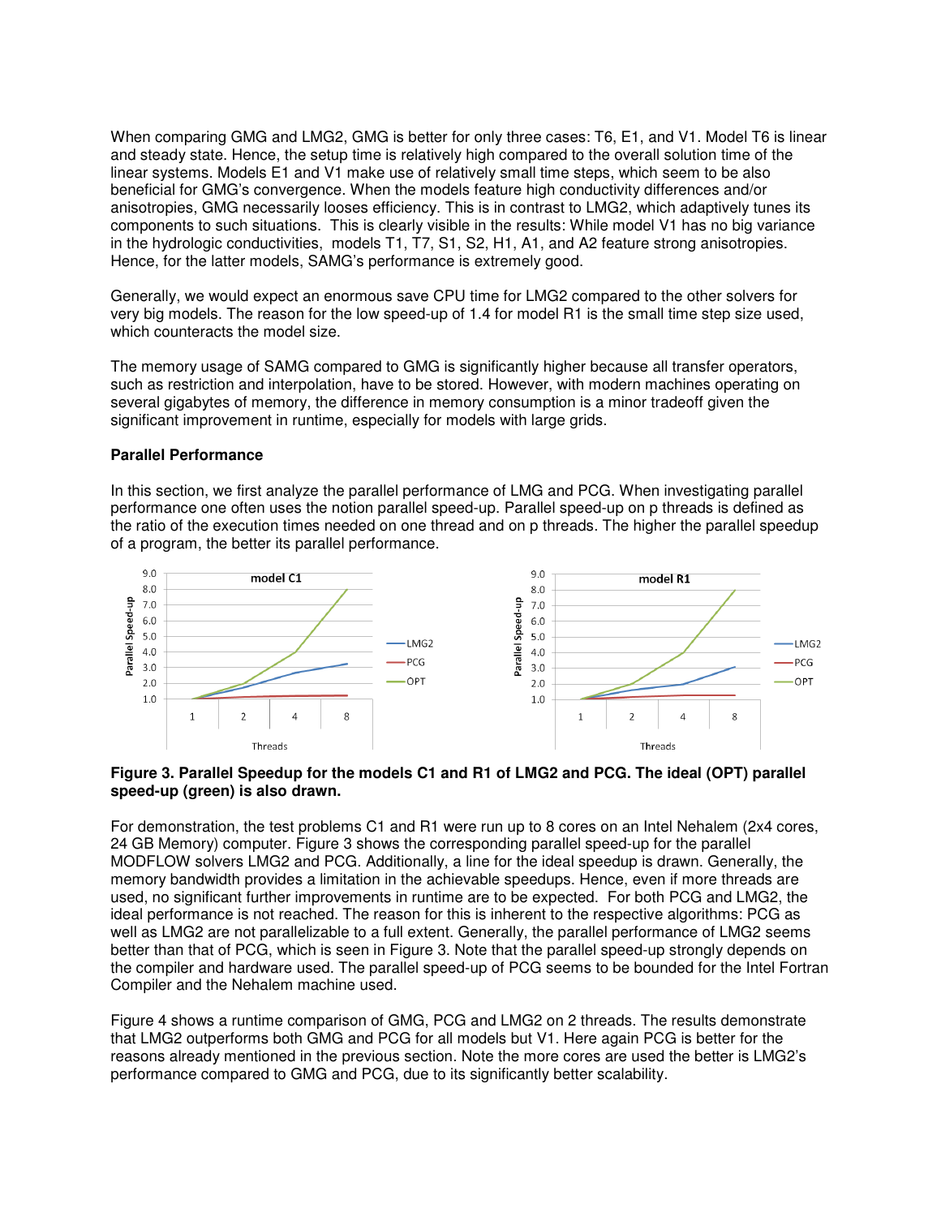When comparing GMG and LMG2, GMG is better for only three cases: T6, E1, and V1. Model T6 is linear and steady state. Hence, the setup time is relatively high compared to the overall solution time of the linear systems. Models E1 and V1 make use of relatively small time steps, which seem to be also beneficial for GMG's convergence. When the models feature high conductivity differences and/or anisotropies, GMG necessarily looses efficiency. This is in contrast to LMG2, which adaptively tunes its components to such situations. This is clearly visible in the results: While model V1 has no big variance in the hydrologic conductivities, models T1, T7, S1, S2, H1, A1, and A2 feature strong anisotropies. Hence, for the latter models, SAMG's performance is extremely good.

Generally, we would expect an enormous save CPU time for LMG2 compared to the other solvers for very big models. The reason for the low speed-up of 1.4 for model R1 is the small time step size used, which counteracts the model size.

The memory usage of SAMG compared to GMG is significantly higher because all transfer operators, such as restriction and interpolation, have to be stored. However, with modern machines operating on several gigabytes of memory, the difference in memory consumption is a minor tradeoff given the significant improvement in runtime, especially for models with large grids.

**Parallel Performance**

In this section, we first analyze the parallel performance of LMG and PCG. When investigating parallel performance one often uses the notion parallel speed-up. Parallel speed-up on p threads is defined as the ratio of the execution times needed on one thread and on p threads. The higher the parallel speedup of a program, the better its parallel performance.

**Figure 3. Parallel Speedup for the models C1 and R1 of LMG2 and PCG. The ideal (OPT) parallel speed-up (green) is also drawn.**

For demonstration, the test problems C1 and R1 were run up to 8 cores on an Intel Nehalem (2x4 cores, 24 GB Memory) computer. Figure 3 shows the corresponding parallel speed-up for the parallel MODFLOW solvers LMG2 and PCG. Additionally, a line for the ideal speedup is drawn. Generally, the memory bandwidth provides a limitation in the achievable speedups. Hence, even if more threads are used, no significant further improvements in runtime are to be expected. For both PCG and LMG2, the ideal performance is not reached. The reason for this is inherent to the respective algorithms: PCG as well as LMG2 are not parallelizable to a full extent. Generally, the parallel performance of LMG2 seems better than that of PCG, which is seen in Figure 3. Note that the parallel speed-up strongly depends on the compiler and hardware used. The parallel speed-up of PCG seems to be bounded for the Intel Fortran Compiler and the Nehalem machine used.

Figure 4 shows a runtime comparison of GMG, PCG and LMG2 on 2 threads. The results demonstrate that LMG2 outperforms both GMG and PCG for all models but V1. Here again PCG is better for the reasons already mentioned in the previous section. Note the more cores are used the better is LMG2's performance compared to GMG and PCG, due to its significantly better scalability.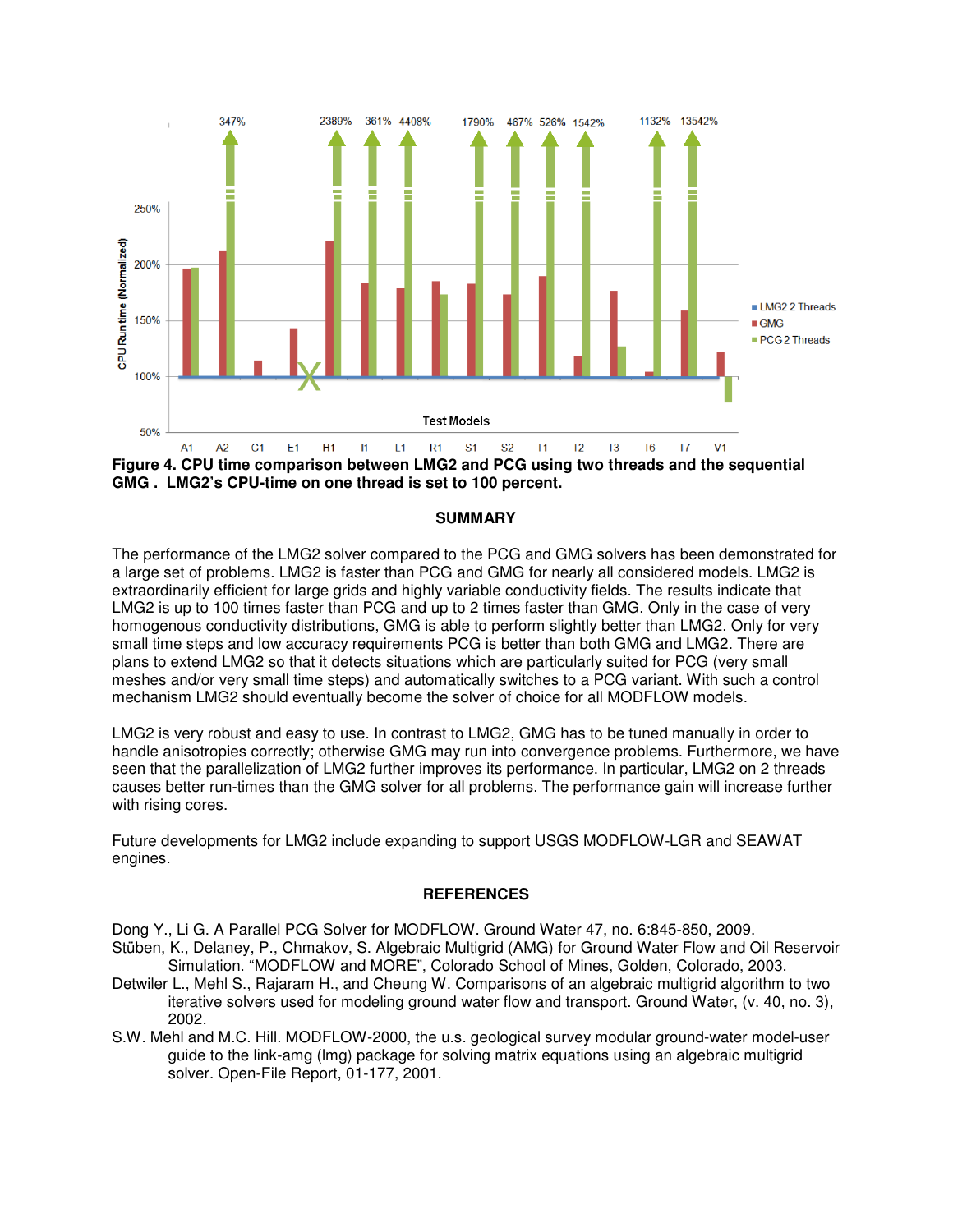347% 2389% 361% 4408% 1790% 467% 526% 1542% 1132% 13542%

250%

200%

150%

100%

50%

CPU Run time (Normalized)

Test Models

A1 A2 C1 E1 H1 I1 L1 R1 S1 S2 T1 T2 T3 T6 T7 V1

LMG2 2 Threads

GMG

PCG 2 Threads

**Figure 4. CPU time comparison between LMG2 and PCG using two threads and the sequential GMG . LMG2's CPU-time on one thread is set to 100 percent.**

## SUMMARY

The performance of the LMG2 solver compared to the PCG and GMG solvers has been demonstrated for a large set of problems. LMG2 is faster than PCG and GMG for nearly all considered models. LMG2 is extraordinarily efficient for large grids and highly variable conductivity fields. The results indicate that LMG2 is up to 100 times faster than PCG and up to 2 times faster than GMG. Only in the case of very homogenous conductivity distributions, GMG is able to perform slightly better than LMG2. Only for very small time steps and low accuracy requirements PCG is better than both GMG and LMG2. There are plans to extend LMG2 so that it detects situations which are particularly suited for PCG (very small meshes and/or very small time steps) and automatically switches to a PCG variant. With such a control mechanism LMG2 should eventually become the solver of choice for all MODFLOW models.

LMG2 is very robust and easy to use. In contrast to LMG2, GMG has to be tuned manually in order to handle anisotropies correctly; otherwise GMG may run into convergence problems. Furthermore, we have seen that the parallelization of LMG2 further improves its performance. In particular, LMG2 on 2 threads causes better run-times than the GMG solver for all problems. The performance gain will increase further with rising cores.

Future developments for LMG2 include expanding to support USGS MODFLOW-LGR and SEAWAT engines.

## REFERENCES

Dong Y., Li G. A Parallel PCG Solver for MODFLOW. Ground Water 47, no. 6:845-850, 2009.

Stüben, K., Delaney, P., Chmakov, S. Algebraic Multigrid (AMG) for Ground Water Flow and Oil Reservoir Simulation. "MODFLOW and MORE", Colorado School of Mines, Golden, Colorado, 2003.

Detwiler L., Mehl S., Rajaram H., and Cheung W. Comparisons of an algebraic multigrid algorithm to two iterative solvers used for modeling ground water flow and transport. Ground Water, (v. 40, no. 3), 2002.

S.W. Mehl and M.C. Hill. MODFLOW-2000, the u.s. geological survey modular ground-water model-user guide to the link-amg (lmg) package for solving matrix equations using an algebraic multigrid solver. Open-File Report, 01-177, 2001.